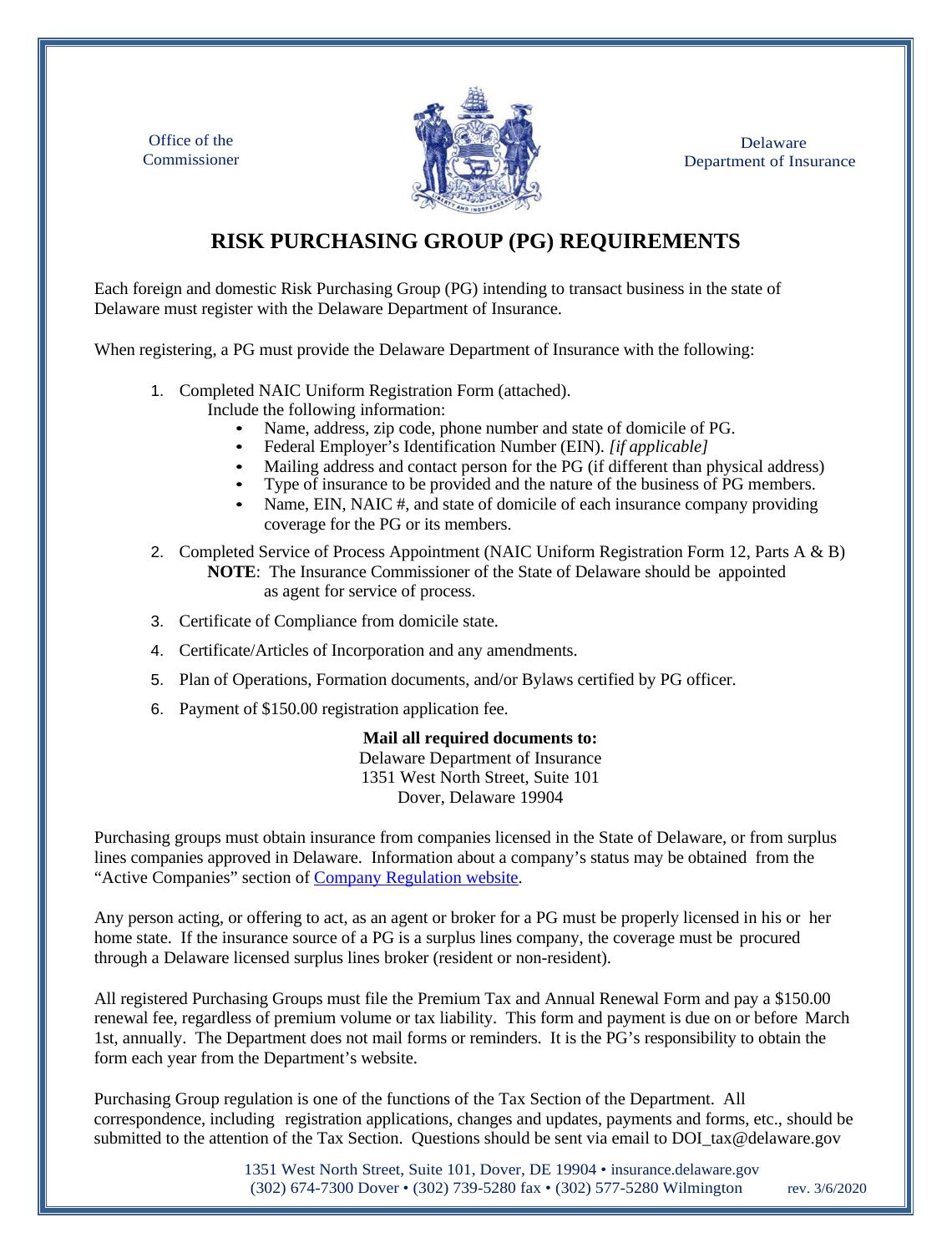Office of the Commissioner

Delaware Department of Insurance

# RISK PURCHASING GROUP (PG) REQUIREMENTS

Each foreign and domestic Risk Purchasing Group (PG) intending to transact business in the state of Delaware must register with the Delaware Department of Insurance.

When registering, a PG must provide the Delaware Department of Insurance with the following:

1. Completed NAIC Uniform Registration Form (attached).
   Include the following information:
   - Name, address, zip code, phone number and state of domicile of PG.
   - Federal Employer's Identification Number (EIN). *[if applicable]*
   - Mailing address and contact person for the PG (if different than physical address)
   - Type of insurance to be provided and the nature of the business of PG members.
   - Name, EIN, NAIC #, and state of domicile of each insurance company providing coverage for the PG or its members.
2. Completed Service of Process Appointment (NAIC Uniform Registration Form 12, Parts A & B)
   **NOTE**: The Insurance Commissioner of the State of Delaware should be appointed as agent for service of process.
3. Certificate of Compliance from domicile state.
4. Certificate/Articles of Incorporation and any amendments.
5. Plan of Operations, Formation documents, and/or Bylaws certified by PG officer.
6. Payment of $150.00 registration application fee.

**Mail all required documents to:**
Delaware Department of Insurance
1351 West North Street, Suite 101
Dover, Delaware 19904

Purchasing groups must obtain insurance from companies licensed in the State of Delaware, or from surplus lines companies approved in Delaware. Information about a company's status may be obtained from the "Active Companies" section of Company Regulation website.

Any person acting, or offering to act, as an agent or broker for a PG must be properly licensed in his or her home state. If the insurance source of a PG is a surplus lines company, the coverage must be procured through a Delaware licensed surplus lines broker (resident or non-resident).

All registered Purchasing Groups must file the Premium Tax and Annual Renewal Form and pay a $150.00 renewal fee, regardless of premium volume or tax liability. This form and payment is due on or before March 1st, annually. The Department does not mail forms or reminders. It is the PG's responsibility to obtain the form each year from the Department's website.

Purchasing Group regulation is one of the functions of the Tax Section of the Department. All correspondence, including registration applications, changes and updates, payments and forms, etc., should be submitted to the attention of the Tax Section. Questions should be sent via email to DOI_tax@delaware.gov

1351 West North Street, Suite 101, Dover, DE 19904 • insurance.delaware.gov
(302) 674-7300 Dover • (302) 739-5280 fax • (302) 577-5280 Wilmington rev. 3/6/2020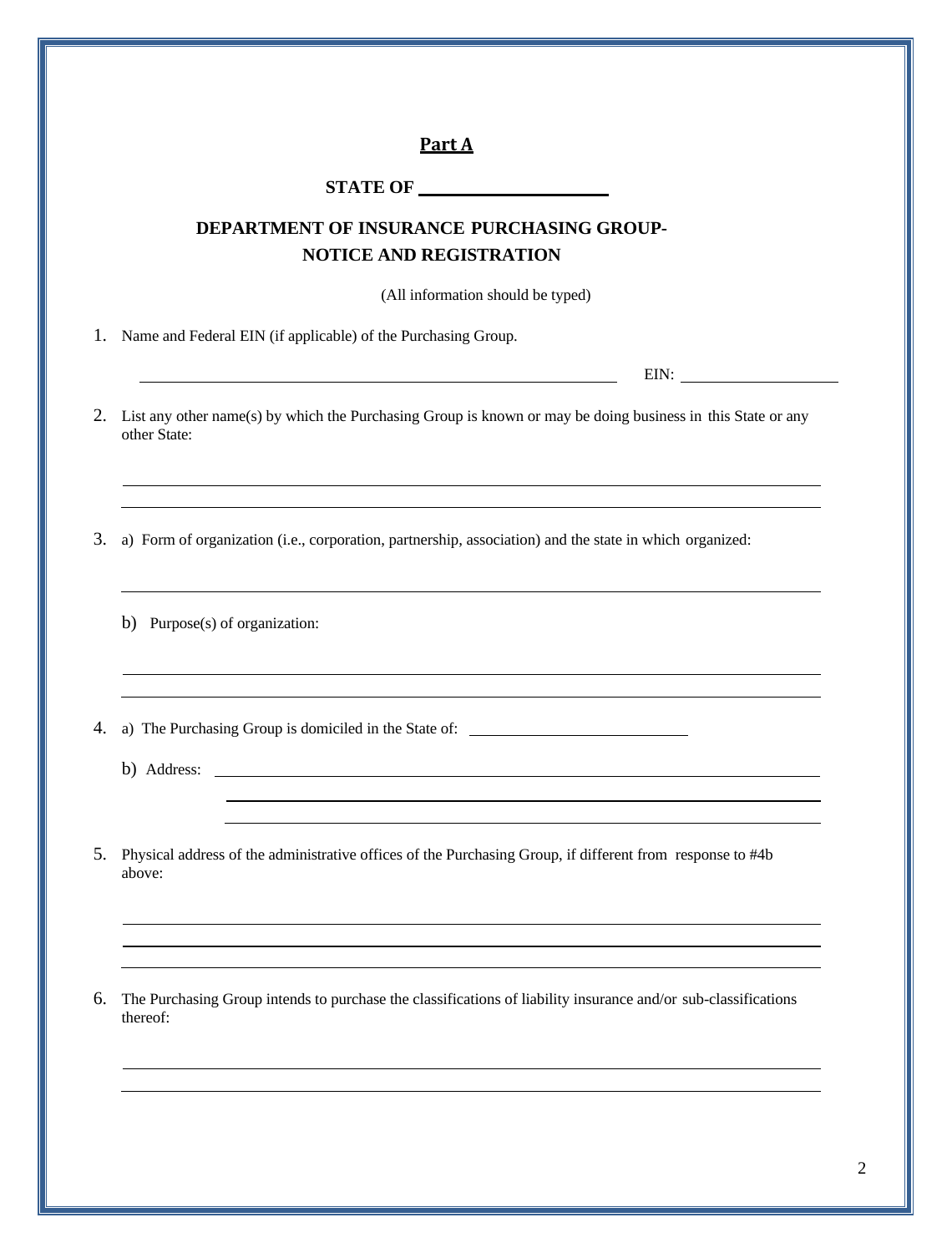## Part A

**STATE OF \_\_\_\_\_\_\_\_\_\_\_\_\_\_\_\_\_\_\_\_\_\_**

**DEPARTMENT OF INSURANCE PURCHASING GROUP-
NOTICE AND REGISTRATION**

(All information should be typed)

1. Name and Federal EIN (if applicable) of the Purchasing Group.

   \_\_\_\_\_\_\_\_\_\_\_\_\_\_\_\_\_\_\_\_\_\_\_\_\_\_\_\_\_\_\_\_\_\_\_\_\_\_\_\_\_\_\_\_\_\_\_\_ EIN: \_\_\_\_\_\_\_\_\_\_\_\_\_\_\_\_\_\_\_\_

2. List any other name(s) by which the Purchasing Group is known or may be doing business in this State or any other State:

   \_\_\_\_\_\_\_\_\_\_\_\_\_\_\_\_\_\_\_\_\_\_\_\_\_\_\_\_\_\_\_\_\_\_\_\_\_\_\_\_\_\_\_\_\_\_\_\_\_\_\_\_\_\_\_\_\_\_\_\_\_\_\_\_\_\_\_\_\_\_

   \_\_\_\_\_\_\_\_\_\_\_\_\_\_\_\_\_\_\_\_\_\_\_\_\_\_\_\_\_\_\_\_\_\_\_\_\_\_\_\_\_\_\_\_\_\_\_\_\_\_\_\_\_\_\_\_\_\_\_\_\_\_\_\_\_\_\_\_\_\_

3. a) Form of organization (i.e., corporation, partnership, association) and the state in which organized:

   \_\_\_\_\_\_\_\_\_\_\_\_\_\_\_\_\_\_\_\_\_\_\_\_\_\_\_\_\_\_\_\_\_\_\_\_\_\_\_\_\_\_\_\_\_\_\_\_\_\_\_\_\_\_\_\_\_\_\_\_\_\_\_\_\_\_\_\_\_\_

   b) Purpose(s) of organization:

   \_\_\_\_\_\_\_\_\_\_\_\_\_\_\_\_\_\_\_\_\_\_\_\_\_\_\_\_\_\_\_\_\_\_\_\_\_\_\_\_\_\_\_\_\_\_\_\_\_\_\_\_\_\_\_\_\_\_\_\_\_\_\_\_\_\_\_\_\_\_

   \_\_\_\_\_\_\_\_\_\_\_\_\_\_\_\_\_\_\_\_\_\_\_\_\_\_\_\_\_\_\_\_\_\_\_\_\_\_\_\_\_\_\_\_\_\_\_\_\_\_\_\_\_\_\_\_\_\_\_\_\_\_\_\_\_\_\_\_\_\_

4. a) The Purchasing Group is domiciled in the State of: \_\_\_\_\_\_\_\_\_\_\_\_\_\_\_\_\_\_\_\_\_\_\_\_\_\_

   b) Address: \_\_\_\_\_\_\_\_\_\_\_\_\_\_\_\_\_\_\_\_\_\_\_\_\_\_\_\_\_\_\_\_\_\_\_\_\_\_\_\_\_\_\_\_\_\_\_\_\_\_\_\_\_\_\_\_\_\_\_\_\_\_

   \_\_\_\_\_\_\_\_\_\_\_\_\_\_\_\_\_\_\_\_\_\_\_\_\_\_\_\_\_\_\_\_\_\_\_\_\_\_\_\_\_\_\_\_\_\_\_\_\_\_\_\_\_\_\_\_\_\_\_\_\_\_\_\_\_\_\_\_\_\_

   \_\_\_\_\_\_\_\_\_\_\_\_\_\_\_\_\_\_\_\_\_\_\_\_\_\_\_\_\_\_\_\_\_\_\_\_\_\_\_\_\_\_\_\_\_\_\_\_\_\_\_\_\_\_\_\_\_\_\_\_\_\_\_\_\_\_\_\_\_\_

5. Physical address of the administrative offices of the Purchasing Group, if different from response to #4b above:

   \_\_\_\_\_\_\_\_\_\_\_\_\_\_\_\_\_\_\_\_\_\_\_\_\_\_\_\_\_\_\_\_\_\_\_\_\_\_\_\_\_\_\_\_\_\_\_\_\_\_\_\_\_\_\_\_\_\_\_\_\_\_\_\_\_\_\_\_\_\_

   \_\_\_\_\_\_\_\_\_\_\_\_\_\_\_\_\_\_\_\_\_\_\_\_\_\_\_\_\_\_\_\_\_\_\_\_\_\_\_\_\_\_\_\_\_\_\_\_\_\_\_\_\_\_\_\_\_\_\_\_\_\_\_\_\_\_\_\_\_\_

   \_\_\_\_\_\_\_\_\_\_\_\_\_\_\_\_\_\_\_\_\_\_\_\_\_\_\_\_\_\_\_\_\_\_\_\_\_\_\_\_\_\_\_\_\_\_\_\_\_\_\_\_\_\_\_\_\_\_\_\_\_\_\_\_\_\_\_\_\_\_

6. The Purchasing Group intends to purchase the classifications of liability insurance and/or sub-classifications thereof:

   \_\_\_\_\_\_\_\_\_\_\_\_\_\_\_\_\_\_\_\_\_\_\_\_\_\_\_\_\_\_\_\_\_\_\_\_\_\_\_\_\_\_\_\_\_\_\_\_\_\_\_\_\_\_\_\_\_\_\_\_\_\_\_\_\_\_\_\_\_\_

   \_\_\_\_\_\_\_\_\_\_\_\_\_\_\_\_\_\_\_\_\_\_\_\_\_\_\_\_\_\_\_\_\_\_\_\_\_\_\_\_\_\_\_\_\_\_\_\_\_\_\_\_\_\_\_\_\_\_\_\_\_\_\_\_\_\_\_\_\_\_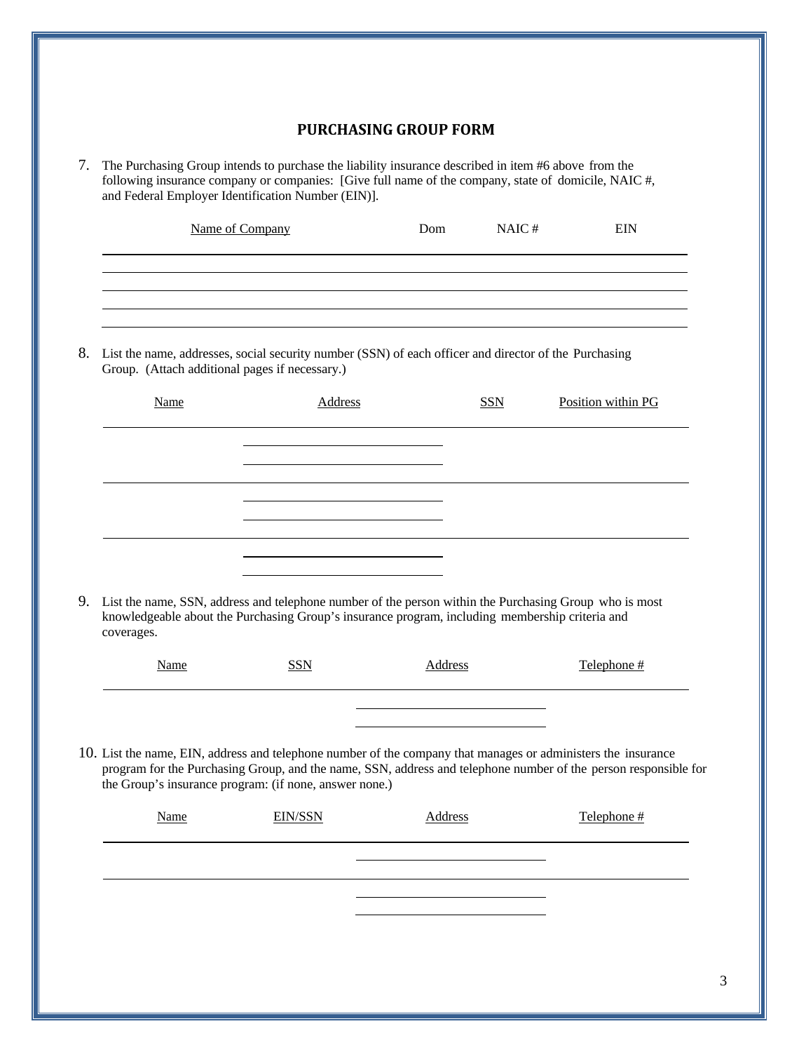## PURCHASING GROUP FORM

7. The Purchasing Group intends to purchase the liability insurance described in item #6 above from the following insurance company or companies: [Give full name of the company, state of domicile, NAIC #, and Federal Employer Identification Number (EIN)].

| Name of Company | Dom | NAIC # | EIN |
| --- | --- | --- | --- |
| | | | |
| | | | |
| | | | |
| | | | |

8. List the name, addresses, social security number (SSN) of each officer and director of the Purchasing Group. (Attach additional pages if necessary.)

| Name | Address | SSN | Position within PG |
| --- | --- | --- | --- |
| | | | |
| | | | |
| | | | |

9. List the name, SSN, address and telephone number of the person within the Purchasing Group who is most knowledgeable about the Purchasing Group's insurance program, including membership criteria and coverages.

| Name | SSN | Address | Telephone # |
| --- | --- | --- | --- |
| | | | |

10. List the name, EIN, address and telephone number of the company that manages or administers the insurance program for the Purchasing Group, and the name, SSN, address and telephone number of the person responsible for the Group's insurance program: (if none, answer none.)

| Name | EIN/SSN | Address | Telephone # |
| --- | --- | --- | --- |
| | | | |
| | | | |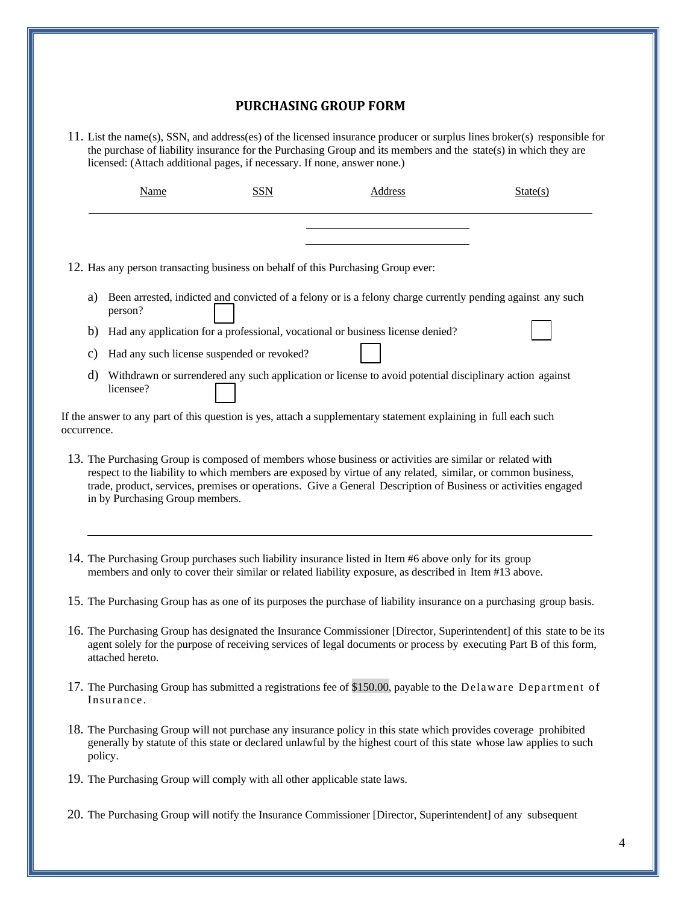## PURCHASING GROUP FORM

11. List the name(s), SSN, and address(es) of the licensed insurance producer or surplus lines broker(s) responsible for the purchase of liability insurance for the Purchasing Group and its members and the state(s) in which they are licensed: (Attach additional pages, if necessary. If none, answer none.)

| Name | SSN | Address | State(s) |
|---|---|---|---|
| | | | |

12. Has any person transacting business on behalf of this Purchasing Group ever:

    a) Been arrested, indicted and convicted of a felony or is a felony charge currently pending against any such person? ☐

    b) Had any application for a professional, vocational or business license denied? ☐

    c) Had any such license suspended or revoked? ☐

    d) Withdrawn or surrendered any such application or license to avoid potential disciplinary action against licensee? ☐

If the answer to any part of this question is yes, attach a supplementary statement explaining in full each such occurrence.

13. The Purchasing Group is composed of members whose business or activities are similar or related with respect to the liability to which members are exposed by virtue of any related, similar, or common business, trade, product, services, premises or operations. Give a General Description of Business or activities engaged in by Purchasing Group members.

14. The Purchasing Group purchases such liability insurance listed in Item #6 above only for its group members and only to cover their similar or related liability exposure, as described in Item #13 above.

15. The Purchasing Group has as one of its purposes the purchase of liability insurance on a purchasing group basis.

16. The Purchasing Group has designated the Insurance Commissioner [Director, Superintendent] of this state to be its agent solely for the purpose of receiving services of legal documents or process by executing Part B of this form, attached hereto.

17. The Purchasing Group has submitted a registrations fee of $150.00, payable to the Delaware Department of Insurance.

18. The Purchasing Group will not purchase any insurance policy in this state which provides coverage prohibited generally by statute of this state or declared unlawful by the highest court of this state whose law applies to such policy.

19. The Purchasing Group will comply with all other applicable state laws.

20. The Purchasing Group will notify the Insurance Commissioner [Director, Superintendent] of any subsequent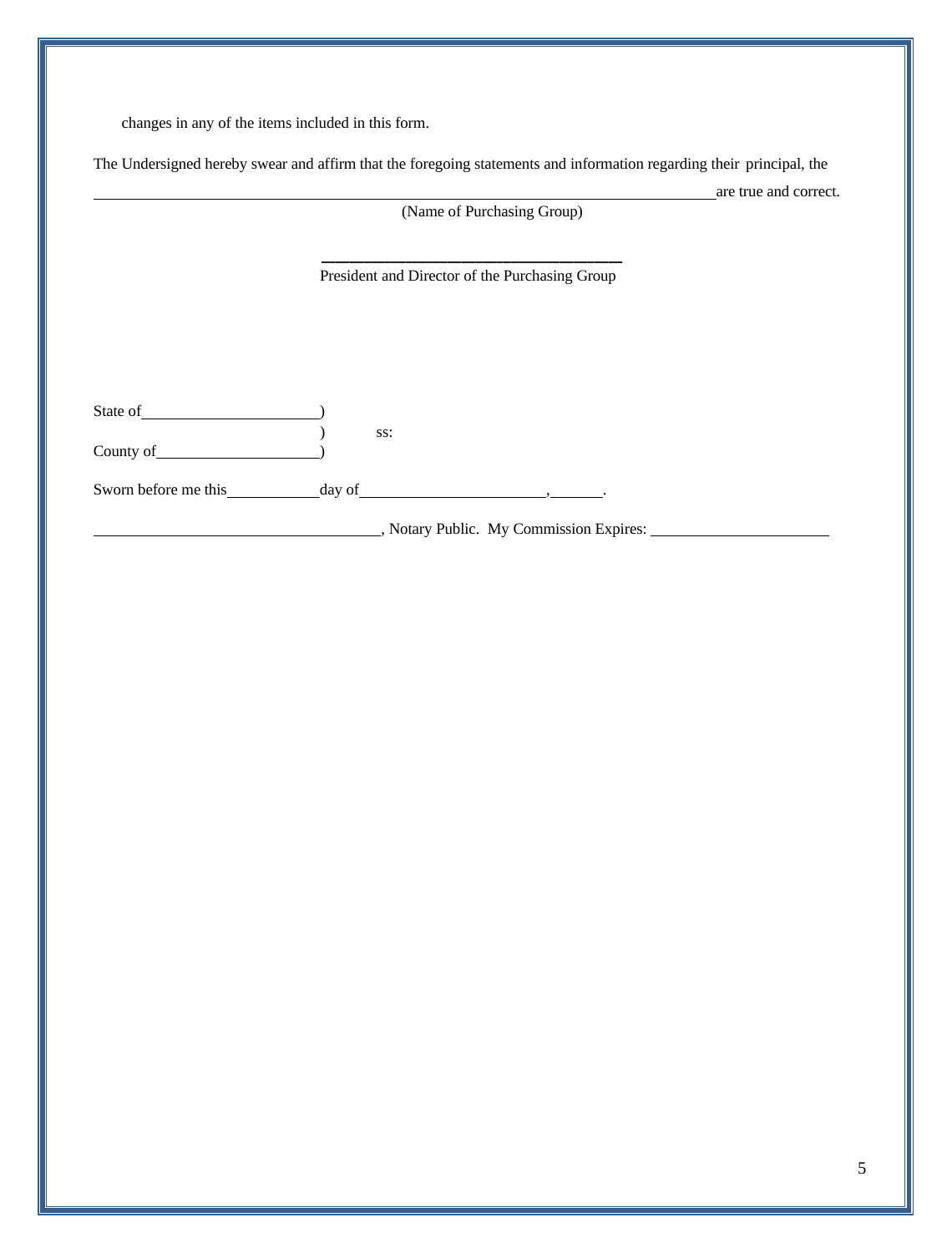changes in any of the items included in this form.

The Undersigned hereby swear and affirm that the foregoing statements and information regarding their principal, the

\_\_\_\_\_\_\_\_\_\_\_\_\_\_\_\_\_\_\_\_\_\_\_\_\_\_\_\_\_\_\_\_\_\_\_\_\_\_\_\_\_\_\_\_\_\_\_\_\_\_\_\_\_\_\_\_\_\_\_\_\_\_\_\_\_\_\_\_\_\_\_\_ are true and correct.
(Name of Purchasing Group)

\_\_\_\_\_\_\_\_\_\_\_\_\_\_\_\_\_\_\_\_\_\_\_\_\_\_\_\_\_\_\_\_\_\_\_\_\_\_\_\_
President and Director of the Purchasing Group

State of \_\_\_\_\_\_\_\_\_\_\_\_\_\_\_\_\_\_\_\_\_\_)
)     ss:
County of \_\_\_\_\_\_\_\_\_\_\_\_\_\_\_\_\_\_\_\_)

Sworn before me this \_\_\_\_\_\_\_\_\_\_\_ day of \_\_\_\_\_\_\_\_\_\_\_\_\_\_\_\_\_\_\_\_\_\_\_\_, \_\_\_\_\_\_\_.

\_\_\_\_\_\_\_\_\_\_\_\_\_\_\_\_\_\_\_\_\_\_\_\_\_\_\_\_\_\_\_\_\_\_\_\_\_, Notary Public. My Commission Expires: \_\_\_\_\_\_\_\_\_\_\_\_\_\_\_\_\_\_\_\_\_\_\_